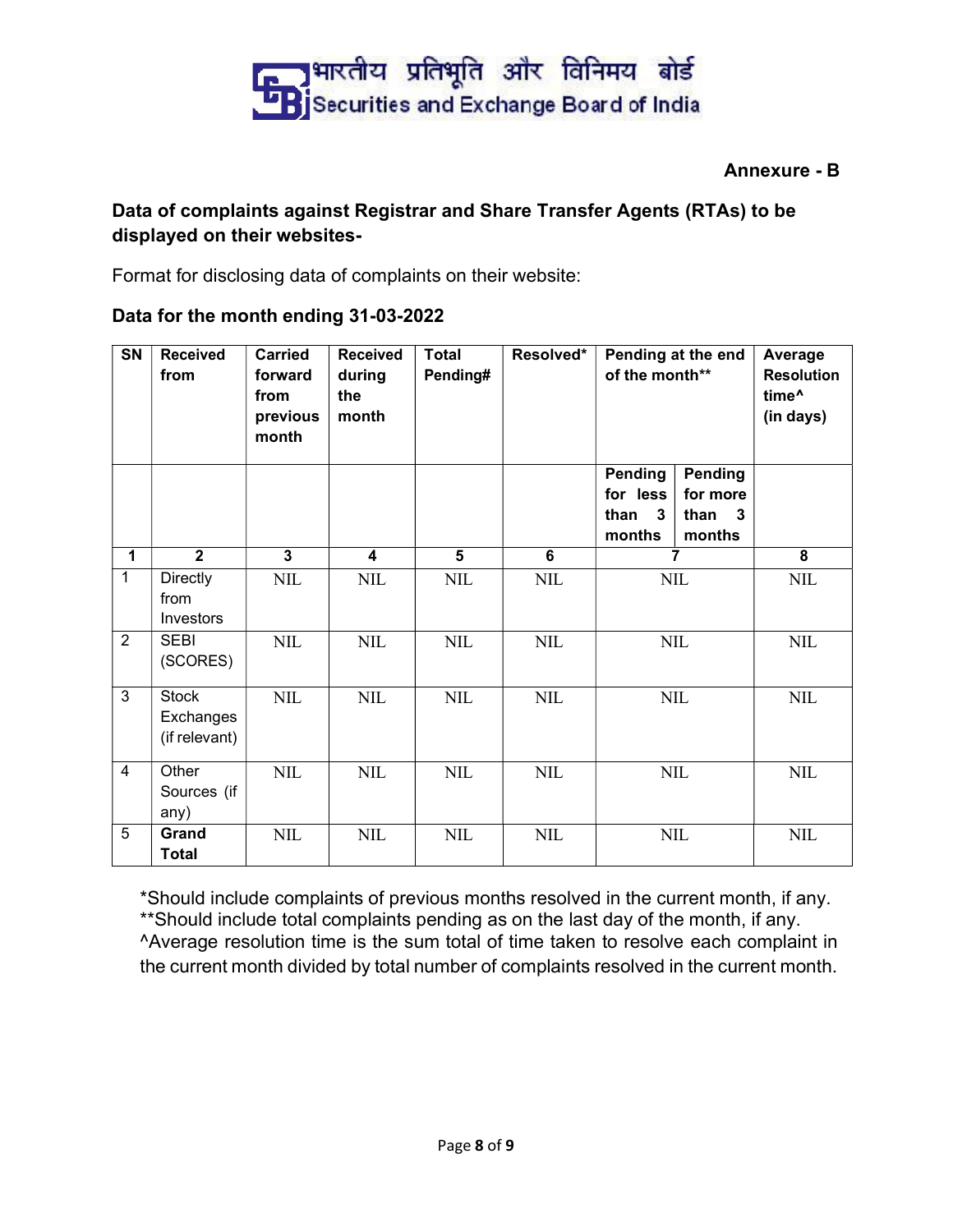भारतीय प्रतिभूति और विनिमय बोर्ड
Securities and Exchange Board of India

**Annexure - B**

**Data of complaints against Registrar and Share Transfer Agents (RTAs) to be displayed on their websites-**

Format for disclosing data of complaints on their website:

**Data for the month ending 31-03-2022**

| SN | Received from | Carried forward from previous month | Received during the month | Total Pending# | Resolved* | Pending at the end of the month** | | Average Resolution time^ (in days) |
|---|---|---|---|---|---|---|---|---|
| | | | | | | Pending for less than 3 months | Pending for more than 3 months | |
| 1 | 2 | 3 | 4 | 5 | 6 | 7 | | 8 |
| 1 | Directly from Investors | NIL | NIL | NIL | NIL | NIL | | NIL |
| 2 | SEBI (SCORES) | NIL | NIL | NIL | NIL | NIL | | NIL |
| 3 | Stock Exchanges (if relevant) | NIL | NIL | NIL | NIL | NIL | | NIL |
| 4 | Other Sources (if any) | NIL | NIL | NIL | NIL | NIL | | NIL |
| 5 | **Grand Total** | NIL | NIL | NIL | NIL | NIL | | NIL |

*Should include complaints of previous months resolved in the current month, if any.
**Should include total complaints pending as on the last day of the month, if any.
^Average resolution time is the sum total of time taken to resolve each complaint in the current month divided by total number of complaints resolved in the current month.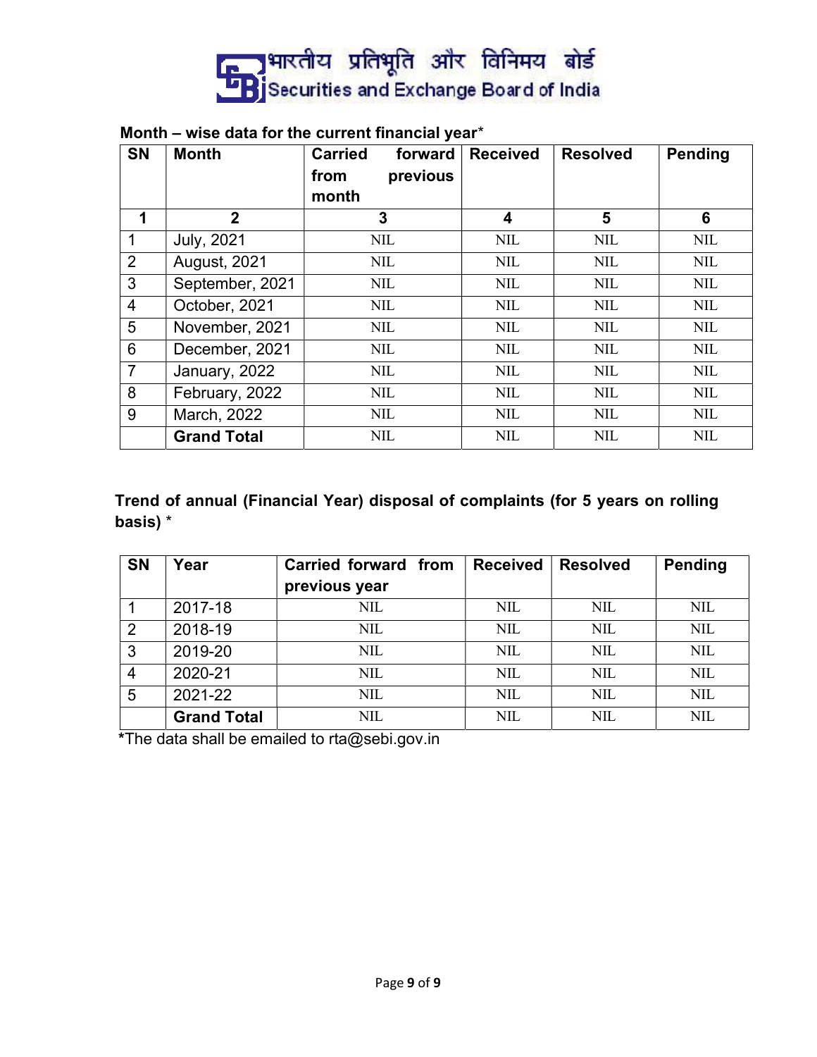भारतीय प्रतिभूति और विनिमय बोर्ड
Securities and Exchange Board of India

**Month – wise data for the current financial year***

| SN | Month | Carried forward from previous month | Received | Resolved | Pending |
|---|---|---|---|---|---|
| **1** | **2** | **3** | **4** | **5** | **6** |
| 1 | July, 2021 | NIL | NIL | NIL | NIL |
| 2 | August, 2021 | NIL | NIL | NIL | NIL |
| 3 | September, 2021 | NIL | NIL | NIL | NIL |
| 4 | October, 2021 | NIL | NIL | NIL | NIL |
| 5 | November, 2021 | NIL | NIL | NIL | NIL |
| 6 | December, 2021 | NIL | NIL | NIL | NIL |
| 7 | January, 2022 | NIL | NIL | NIL | NIL |
| 8 | February, 2022 | NIL | NIL | NIL | NIL |
| 9 | March, 2022 | NIL | NIL | NIL | NIL |
| | **Grand Total** | NIL | NIL | NIL | NIL |

**Trend of annual (Financial Year) disposal of complaints (for 5 years on rolling basis)** *

| SN | Year | Carried forward from previous year | Received | Resolved | Pending |
|---|---|---|---|---|---|
| 1 | 2017-18 | NIL | NIL | NIL | NIL |
| 2 | 2018-19 | NIL | NIL | NIL | NIL |
| 3 | 2019-20 | NIL | NIL | NIL | NIL |
| 4 | 2020-21 | NIL | NIL | NIL | NIL |
| 5 | 2021-22 | NIL | NIL | NIL | NIL |
| | **Grand Total** | NIL | NIL | NIL | NIL |

***The data shall be emailed to rta@sebi.gov.in**